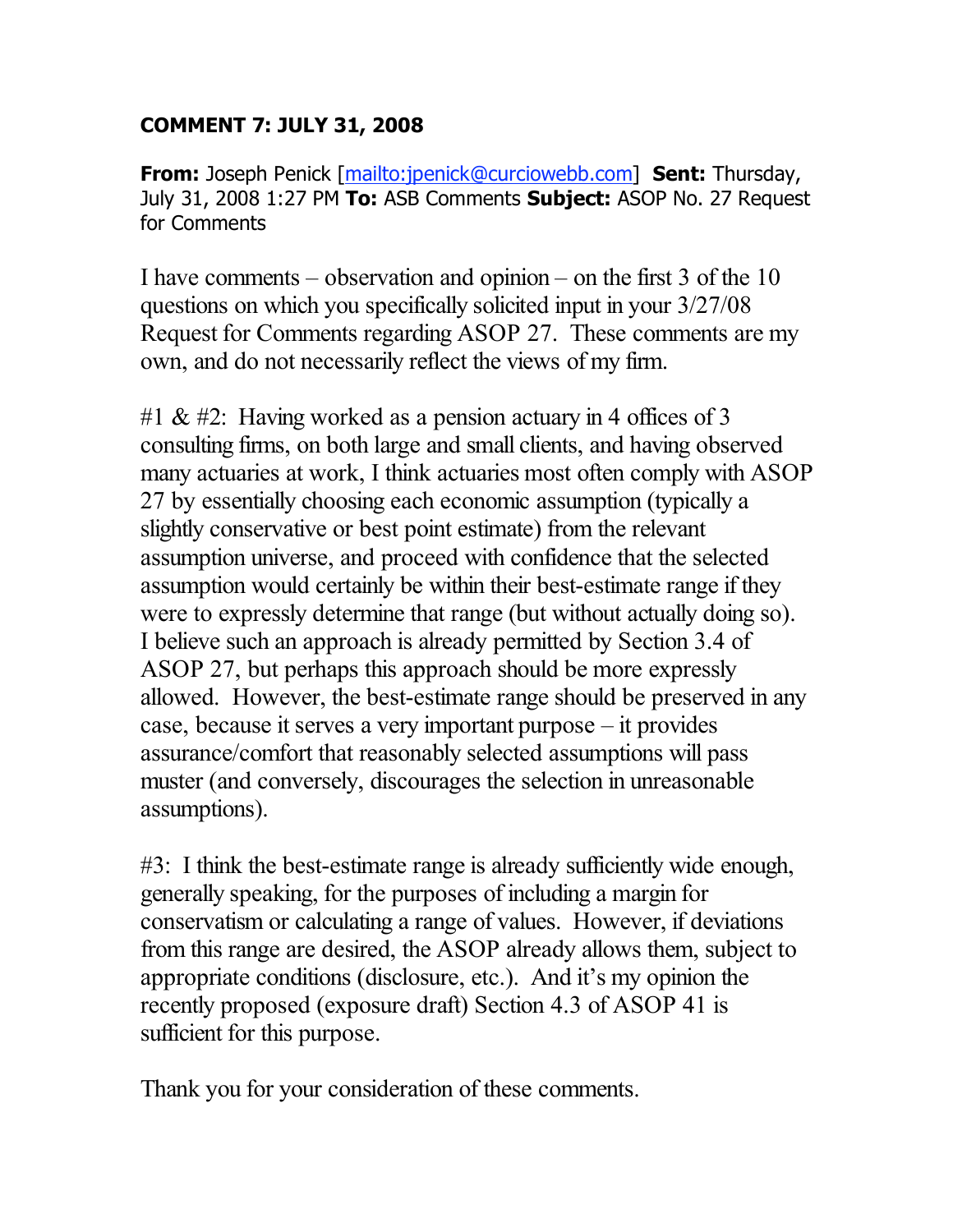**COMMENT 7: JULY 31, 2008**

**From:** Joseph Penick [mailto:jpenick@curciowebb.com] **Sent:** Thursday, July 31, 2008 1:27 PM **To:** ASB Comments **Subject:** ASOP No. 27 Request for Comments

I have comments – observation and opinion – on the first 3 of the 10 questions on which you specifically solicited input in your 3/27/08 Request for Comments regarding ASOP 27. These comments are my own, and do not necessarily reflect the views of my firm.

#1 & #2: Having worked as a pension actuary in 4 offices of 3 consulting firms, on both large and small clients, and having observed many actuaries at work, I think actuaries most often comply with ASOP 27 by essentially choosing each economic assumption (typically a slightly conservative or best point estimate) from the relevant assumption universe, and proceed with confidence that the selected assumption would certainly be within their best-estimate range if they were to expressly determine that range (but without actually doing so). I believe such an approach is already permitted by Section 3.4 of ASOP 27, but perhaps this approach should be more expressly allowed. However, the best-estimate range should be preserved in any case, because it serves a very important purpose – it provides assurance/comfort that reasonably selected assumptions will pass muster (and conversely, discourages the selection in unreasonable assumptions).

#3: I think the best-estimate range is already sufficiently wide enough, generally speaking, for the purposes of including a margin for conservatism or calculating a range of values. However, if deviations from this range are desired, the ASOP already allows them, subject to appropriate conditions (disclosure, etc.). And it's my opinion the recently proposed (exposure draft) Section 4.3 of ASOP 41 is sufficient for this purpose.

Thank you for your consideration of these comments.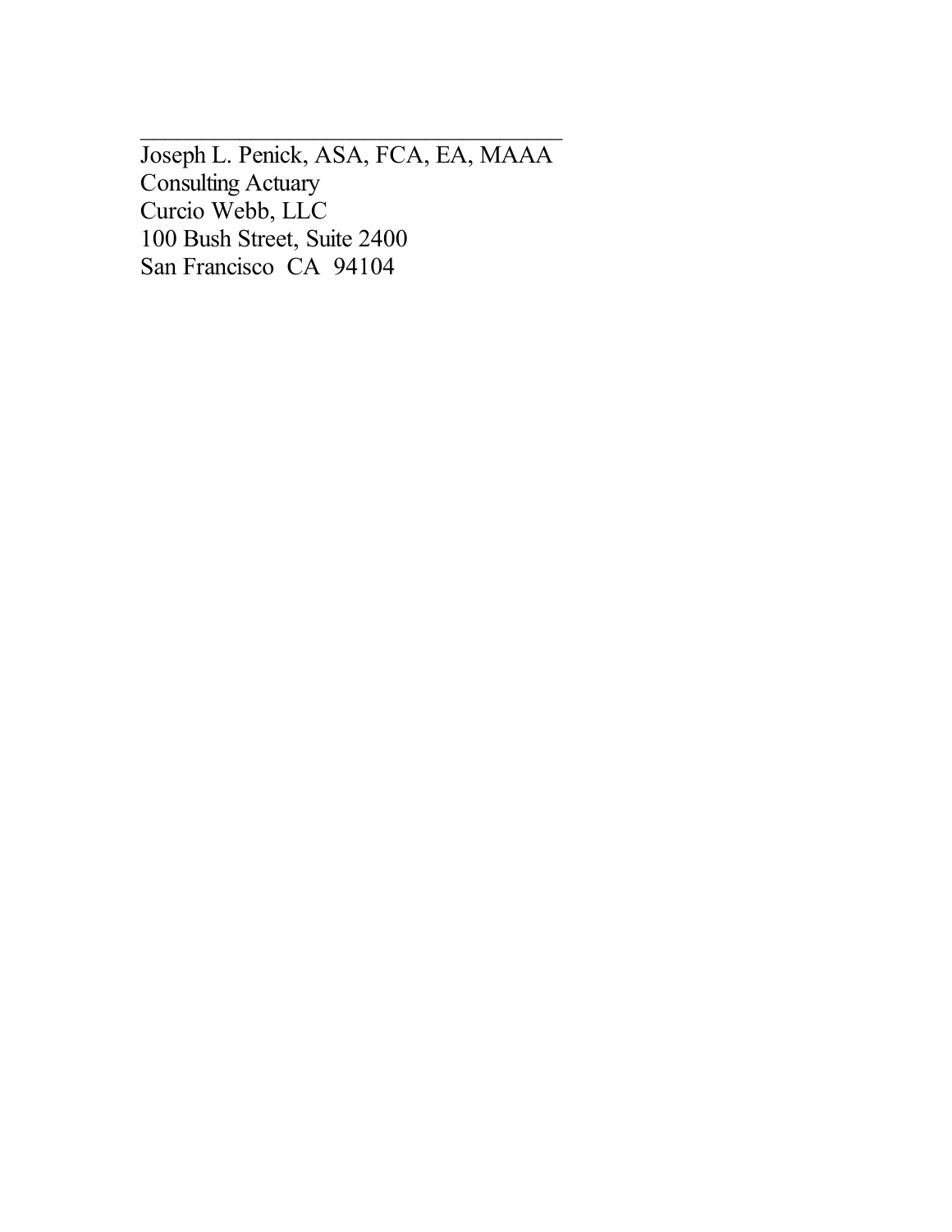\_\_\_\_\_\_\_\_\_\_\_\_\_\_\_\_\_\_\_\_\_\_\_\_\_\_\_\_\_\_\_\_\_\_\_\_

Joseph L. Penick, ASA, FCA, EA, MAAA
Consulting Actuary
Curcio Webb, LLC
100 Bush Street, Suite 2400
San Francisco CA 94104